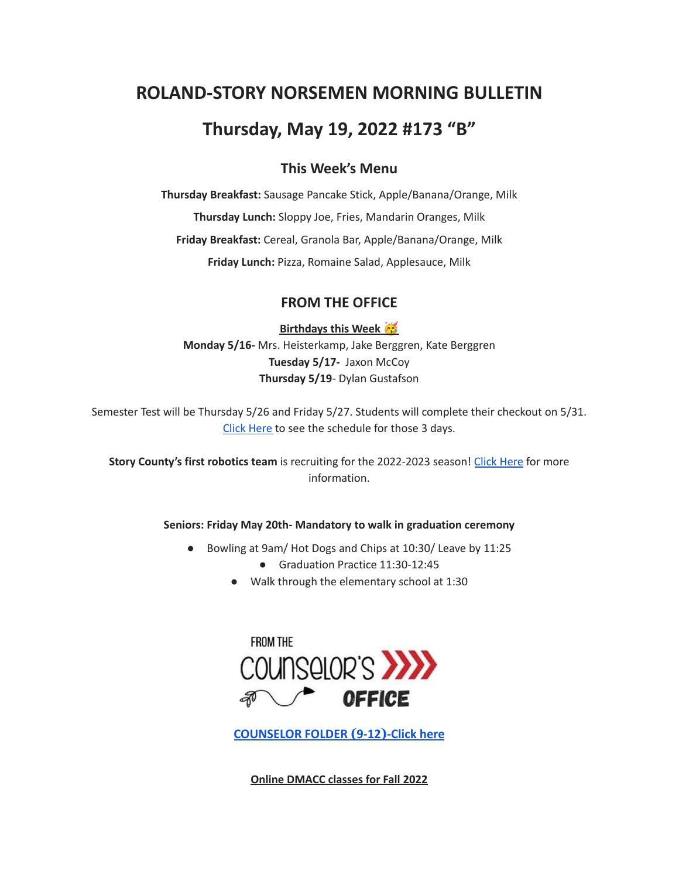# ROLAND-STORY NORSEMEN MORNING BULLETIN

# Thursday, May 19, 2022 #173 "B"

## This Week's Menu

**Thursday Breakfast:** Sausage Pancake Stick, Apple/Banana/Orange, Milk

**Thursday Lunch:** Sloppy Joe, Fries, Mandarin Oranges, Milk

**Friday Breakfast:** Cereal, Granola Bar, Apple/Banana/Orange, Milk

**Friday Lunch:** Pizza, Romaine Salad, Applesauce, Milk

## FROM THE OFFICE

**Birthdays this Week 🥳**

**Monday 5/16-** Mrs. Heisterkamp, Jake Berggren, Kate Berggren

**Tuesday 5/17-** Jaxon McCoy

**Thursday 5/19**- Dylan Gustafson

Semester Test will be Thursday 5/26 and Friday 5/27. Students will complete their checkout on 5/31. Click Here to see the schedule for those 3 days.

**Story County's first robotics team** is recruiting for the 2022-2023 season! Click Here for more information.

**Seniors: Friday May 20th- Mandatory to walk in graduation ceremony**

- Bowling at 9am/ Hot Dogs and Chips at 10:30/ Leave by 11:25
  - Graduation Practice 11:30-12:45
- Walk through the elementary school at 1:30

FROM THE COUNSELOR'S OFFICE

**COUNSELOR FOLDER (9-12)-Click here**

**Online DMACC classes for Fall 2022**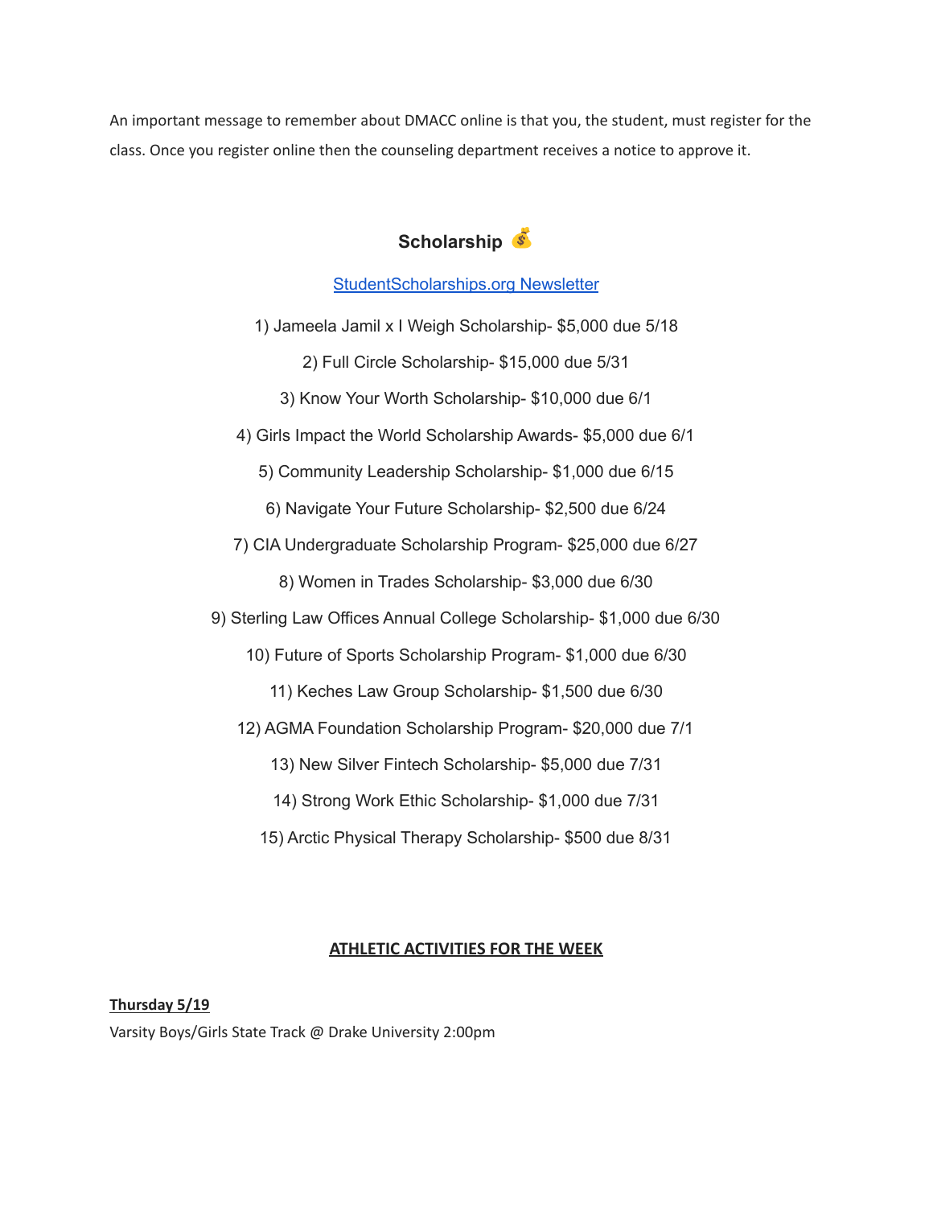An important message to remember about DMACC online is that you, the student, must register for the class. Once you register online then the counseling department receives a notice to approve it.

## Scholarship 💰

[StudentScholarships.org Newsletter]

1) Jameela Jamil x I Weigh Scholarship- $5,000 due 5/18

2) Full Circle Scholarship- $15,000 due 5/31

3) Know Your Worth Scholarship- $10,000 due 6/1

4) Girls Impact the World Scholarship Awards- $5,000 due 6/1

5) Community Leadership Scholarship- $1,000 due 6/15

6) Navigate Your Future Scholarship- $2,500 due 6/24

7) CIA Undergraduate Scholarship Program- $25,000 due 6/27

8) Women in Trades Scholarship- $3,000 due 6/30

9) Sterling Law Offices Annual College Scholarship- $1,000 due 6/30

10) Future of Sports Scholarship Program- $1,000 due 6/30

11) Keches Law Group Scholarship- $1,500 due 6/30

12) AGMA Foundation Scholarship Program- $20,000 due 7/1

13) New Silver Fintech Scholarship- $5,000 due 7/31

14) Strong Work Ethic Scholarship- $1,000 due 7/31

15) Arctic Physical Therapy Scholarship- $500 due 8/31

## ATHLETIC ACTIVITIES FOR THE WEEK

**Thursday 5/19**

Varsity Boys/Girls State Track @ Drake University 2:00pm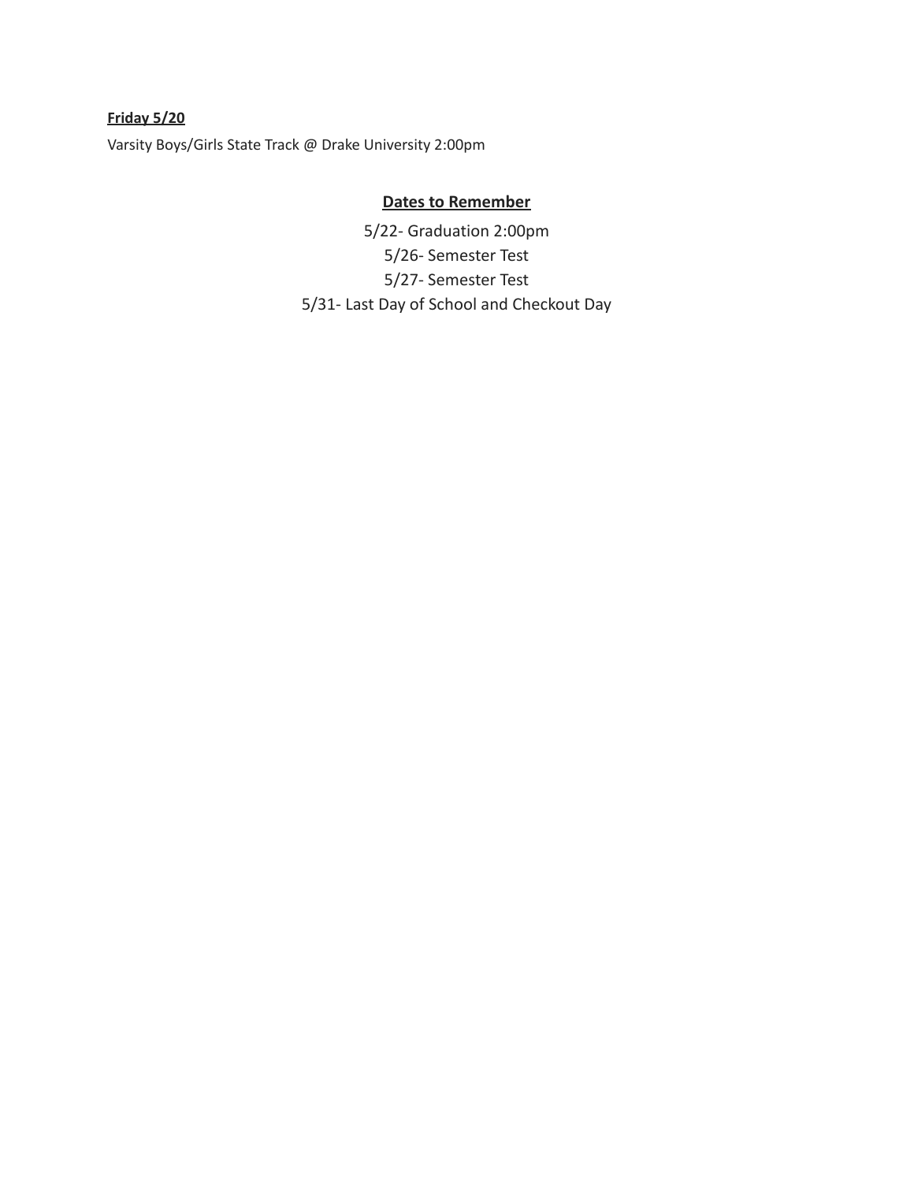**Friday 5/20**

Varsity Boys/Girls State Track @ Drake University 2:00pm

**Dates to Remember**

5/22- Graduation 2:00pm

5/26- Semester Test

5/27- Semester Test

5/31- Last Day of School and Checkout Day